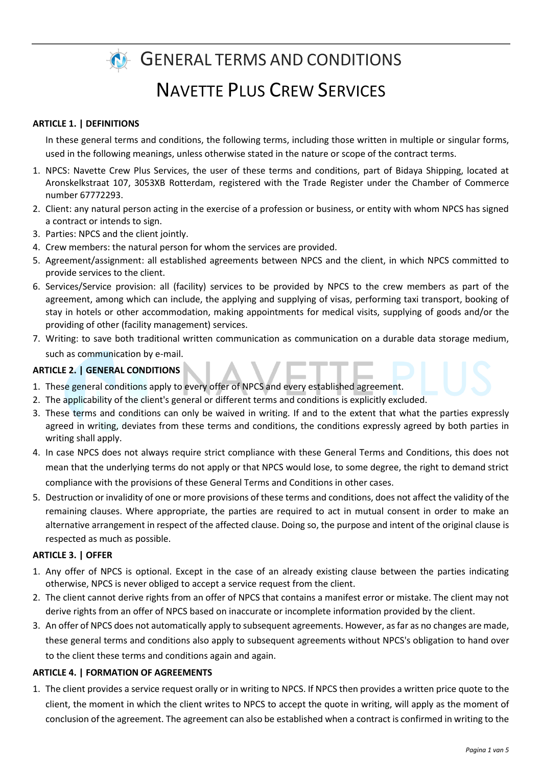# General Terms and Conditions

# Navette Plus Crew Services

## ARTICLE 1. | DEFINITIONS

In these general terms and conditions, the following terms, including those written in multiple or singular forms, used in the following meanings, unless otherwise stated in the nature or scope of the contract terms.

1. NPCS: Navette Crew Plus Services, the user of these terms and conditions, part of Bidaya Shipping, located at Aronskelkstraat 107, 3053XB Rotterdam, registered with the Trade Register under the Chamber of Commerce number 67772293.
2. Client: any natural person acting in the exercise of a profession or business, or entity with whom NPCS has signed a contract or intends to sign.
3. Parties: NPCS and the client jointly.
4. Crew members: the natural person for whom the services are provided.
5. Agreement/assignment: all established agreements between NPCS and the client, in which NPCS committed to provide services to the client.
6. Services/Service provision: all (facility) services to be provided by NPCS to the crew members as part of the agreement, among which can include, the applying and supplying of visas, performing taxi transport, booking of stay in hotels or other accommodation, making appointments for medical visits, supplying of goods and/or the providing of other (facility management) services.
7. Writing: to save both traditional written communication as communication on a durable data storage medium, such as communication by e-mail.

## ARTICLE 2. | GENERAL CONDITIONS

1. These general conditions apply to every offer of NPCS and every established agreement.
2. The applicability of the client's general or different terms and conditions is explicitly excluded.
3. These terms and conditions can only be waived in writing. If and to the extent that what the parties expressly agreed in writing, deviates from these terms and conditions, the conditions expressly agreed by both parties in writing shall apply.
4. In case NPCS does not always require strict compliance with these General Terms and Conditions, this does not mean that the underlying terms do not apply or that NPCS would lose, to some degree, the right to demand strict compliance with the provisions of these General Terms and Conditions in other cases.
5. Destruction or invalidity of one or more provisions of these terms and conditions, does not affect the validity of the remaining clauses. Where appropriate, the parties are required to act in mutual consent in order to make an alternative arrangement in respect of the affected clause. Doing so, the purpose and intent of the original clause is respected as much as possible.

## ARTICLE 3. | OFFER

1. Any offer of NPCS is optional. Except in the case of an already existing clause between the parties indicating otherwise, NPCS is never obliged to accept a service request from the client.
2. The client cannot derive rights from an offer of NPCS that contains a manifest error or mistake. The client may not derive rights from an offer of NPCS based on inaccurate or incomplete information provided by the client.
3. An offer of NPCS does not automatically apply to subsequent agreements. However, as far as no changes are made, these general terms and conditions also apply to subsequent agreements without NPCS's obligation to hand over to the client these terms and conditions again and again.

## ARTICLE 4. | FORMATION OF AGREEMENTS

1. The client provides a service request orally or in writing to NPCS. If NPCS then provides a written price quote to the client, the moment in which the client writes to NPCS to accept the quote in writing, will apply as the moment of conclusion of the agreement. The agreement can also be established when a contract is confirmed in writing to the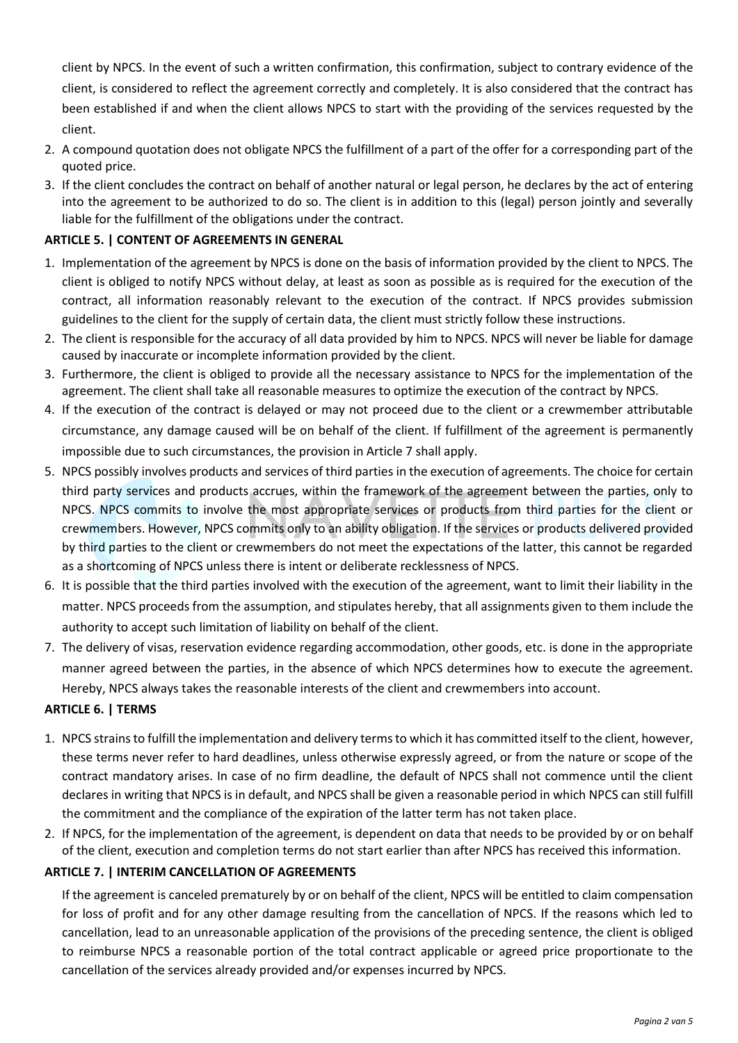client by NPCS. In the event of such a written confirmation, this confirmation, subject to contrary evidence of the client, is considered to reflect the agreement correctly and completely. It is also considered that the contract has been established if and when the client allows NPCS to start with the providing of the services requested by the client.

2. A compound quotation does not obligate NPCS the fulfillment of a part of the offer for a corresponding part of the quoted price.
3. If the client concludes the contract on behalf of another natural or legal person, he declares by the act of entering into the agreement to be authorized to do so. The client is in addition to this (legal) person jointly and severally liable for the fulfillment of the obligations under the contract.

**ARTICLE 5. | CONTENT OF AGREEMENTS IN GENERAL**

1. Implementation of the agreement by NPCS is done on the basis of information provided by the client to NPCS. The client is obliged to notify NPCS without delay, at least as soon as possible as is required for the execution of the contract, all information reasonably relevant to the execution of the contract. If NPCS provides submission guidelines to the client for the supply of certain data, the client must strictly follow these instructions.
2. The client is responsible for the accuracy of all data provided by him to NPCS. NPCS will never be liable for damage caused by inaccurate or incomplete information provided by the client.
3. Furthermore, the client is obliged to provide all the necessary assistance to NPCS for the implementation of the agreement. The client shall take all reasonable measures to optimize the execution of the contract by NPCS.
4. If the execution of the contract is delayed or may not proceed due to the client or a crewmember attributable circumstance, any damage caused will be on behalf of the client. If fulfillment of the agreement is permanently impossible due to such circumstances, the provision in Article 7 shall apply.
5. NPCS possibly involves products and services of third parties in the execution of agreements. The choice for certain third party services and products accrues, within the framework of the agreement between the parties, only to NPCS. NPCS commits to involve the most appropriate services or products from third parties for the client or crewmembers. However, NPCS commits only to an ability obligation. If the services or products delivered provided by third parties to the client or crewmembers do not meet the expectations of the latter, this cannot be regarded as a shortcoming of NPCS unless there is intent or deliberate recklessness of NPCS.
6. It is possible that the third parties involved with the execution of the agreement, want to limit their liability in the matter. NPCS proceeds from the assumption, and stipulates hereby, that all assignments given to them include the authority to accept such limitation of liability on behalf of the client.
7. The delivery of visas, reservation evidence regarding accommodation, other goods, etc. is done in the appropriate manner agreed between the parties, in the absence of which NPCS determines how to execute the agreement. Hereby, NPCS always takes the reasonable interests of the client and crewmembers into account.

**ARTICLE 6. | TERMS**

1. NPCS strains to fulfill the implementation and delivery terms to which it has committed itself to the client, however, these terms never refer to hard deadlines, unless otherwise expressly agreed, or from the nature or scope of the contract mandatory arises. In case of no firm deadline, the default of NPCS shall not commence until the client declares in writing that NPCS is in default, and NPCS shall be given a reasonable period in which NPCS can still fulfill the commitment and the compliance of the expiration of the latter term has not taken place.
2. If NPCS, for the implementation of the agreement, is dependent on data that needs to be provided by or on behalf of the client, execution and completion terms do not start earlier than after NPCS has received this information.

**ARTICLE 7. | INTERIM CANCELLATION OF AGREEMENTS**

If the agreement is canceled prematurely by or on behalf of the client, NPCS will be entitled to claim compensation for loss of profit and for any other damage resulting from the cancellation of NPCS. If the reasons which led to cancellation, lead to an unreasonable application of the provisions of the preceding sentence, the client is obliged to reimburse NPCS a reasonable portion of the total contract applicable or agreed price proportionate to the cancellation of the services already provided and/or expenses incurred by NPCS.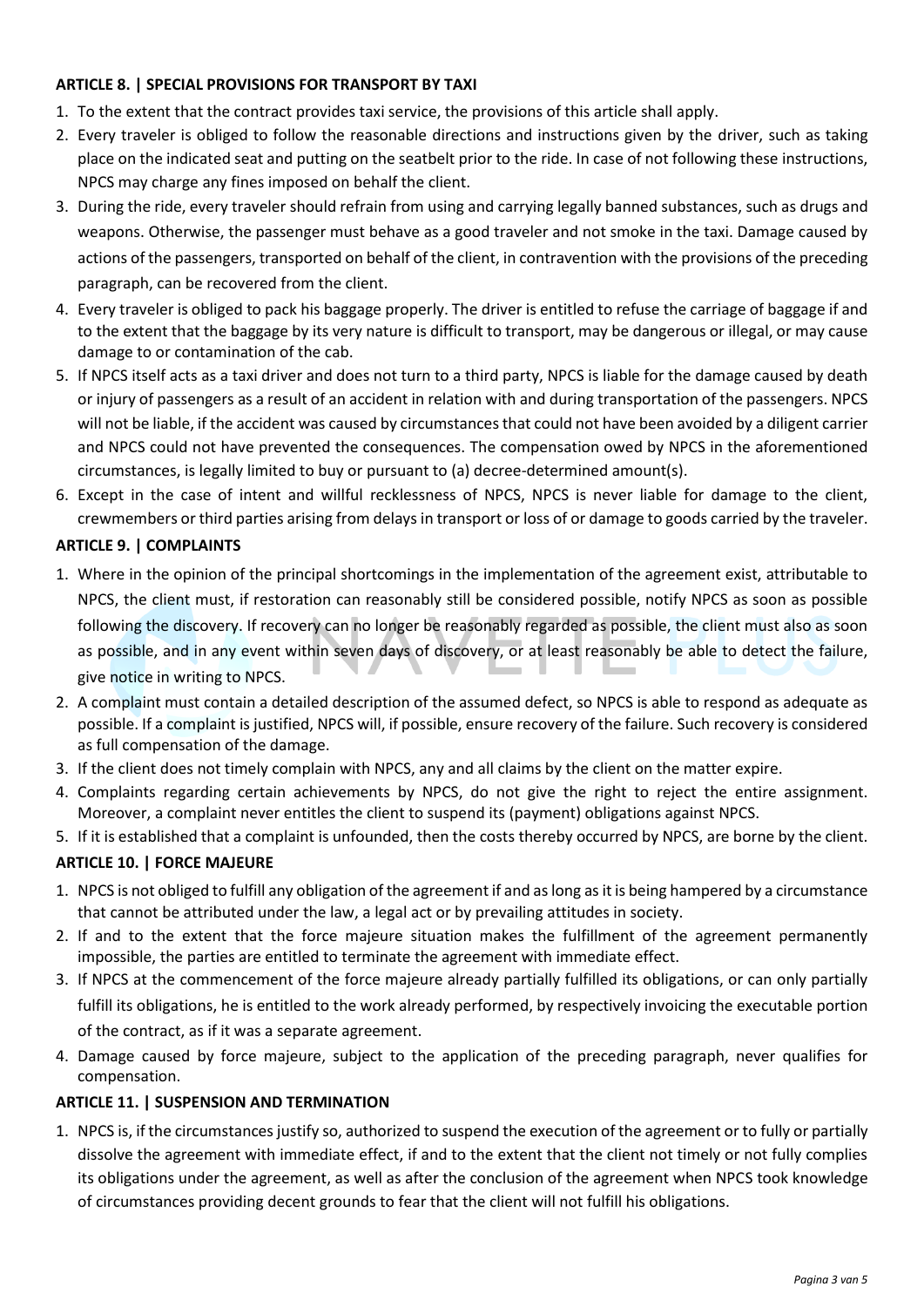**ARTICLE 8. | SPECIAL PROVISIONS FOR TRANSPORT BY TAXI**

1. To the extent that the contract provides taxi service, the provisions of this article shall apply.
2. Every traveler is obliged to follow the reasonable directions and instructions given by the driver, such as taking place on the indicated seat and putting on the seatbelt prior to the ride. In case of not following these instructions, NPCS may charge any fines imposed on behalf the client.
3. During the ride, every traveler should refrain from using and carrying legally banned substances, such as drugs and weapons. Otherwise, the passenger must behave as a good traveler and not smoke in the taxi. Damage caused by actions of the passengers, transported on behalf of the client, in contravention with the provisions of the preceding paragraph, can be recovered from the client.
4. Every traveler is obliged to pack his baggage properly. The driver is entitled to refuse the carriage of baggage if and to the extent that the baggage by its very nature is difficult to transport, may be dangerous or illegal, or may cause damage to or contamination of the cab.
5. If NPCS itself acts as a taxi driver and does not turn to a third party, NPCS is liable for the damage caused by death or injury of passengers as a result of an accident in relation with and during transportation of the passengers. NPCS will not be liable, if the accident was caused by circumstances that could not have been avoided by a diligent carrier and NPCS could not have prevented the consequences. The compensation owed by NPCS in the aforementioned circumstances, is legally limited to buy or pursuant to (a) decree-determined amount(s).
6. Except in the case of intent and willful recklessness of NPCS, NPCS is never liable for damage to the client, crewmembers or third parties arising from delays in transport or loss of or damage to goods carried by the traveler.

**ARTICLE 9. | COMPLAINTS**

1. Where in the opinion of the principal shortcomings in the implementation of the agreement exist, attributable to NPCS, the client must, if restoration can reasonably still be considered possible, notify NPCS as soon as possible following the discovery. If recovery can no longer be reasonably regarded as possible, the client must also as soon as possible, and in any event within seven days of discovery, or at least reasonably be able to detect the failure, give notice in writing to NPCS.
2. A complaint must contain a detailed description of the assumed defect, so NPCS is able to respond as adequate as possible. If a complaint is justified, NPCS will, if possible, ensure recovery of the failure. Such recovery is considered as full compensation of the damage.
3. If the client does not timely complain with NPCS, any and all claims by the client on the matter expire.
4. Complaints regarding certain achievements by NPCS, do not give the right to reject the entire assignment. Moreover, a complaint never entitles the client to suspend its (payment) obligations against NPCS.
5. If it is established that a complaint is unfounded, then the costs thereby occurred by NPCS, are borne by the client.

**ARTICLE 10. | FORCE MAJEURE**

1. NPCS is not obliged to fulfill any obligation of the agreement if and as long as it is being hampered by a circumstance that cannot be attributed under the law, a legal act or by prevailing attitudes in society.
2. If and to the extent that the force majeure situation makes the fulfillment of the agreement permanently impossible, the parties are entitled to terminate the agreement with immediate effect.
3. If NPCS at the commencement of the force majeure already partially fulfilled its obligations, or can only partially fulfill its obligations, he is entitled to the work already performed, by respectively invoicing the executable portion of the contract, as if it was a separate agreement.
4. Damage caused by force majeure, subject to the application of the preceding paragraph, never qualifies for compensation.

**ARTICLE 11. | SUSPENSION AND TERMINATION**

1. NPCS is, if the circumstances justify so, authorized to suspend the execution of the agreement or to fully or partially dissolve the agreement with immediate effect, if and to the extent that the client not timely or not fully complies its obligations under the agreement, as well as after the conclusion of the agreement when NPCS took knowledge of circumstances providing decent grounds to fear that the client will not fulfill his obligations.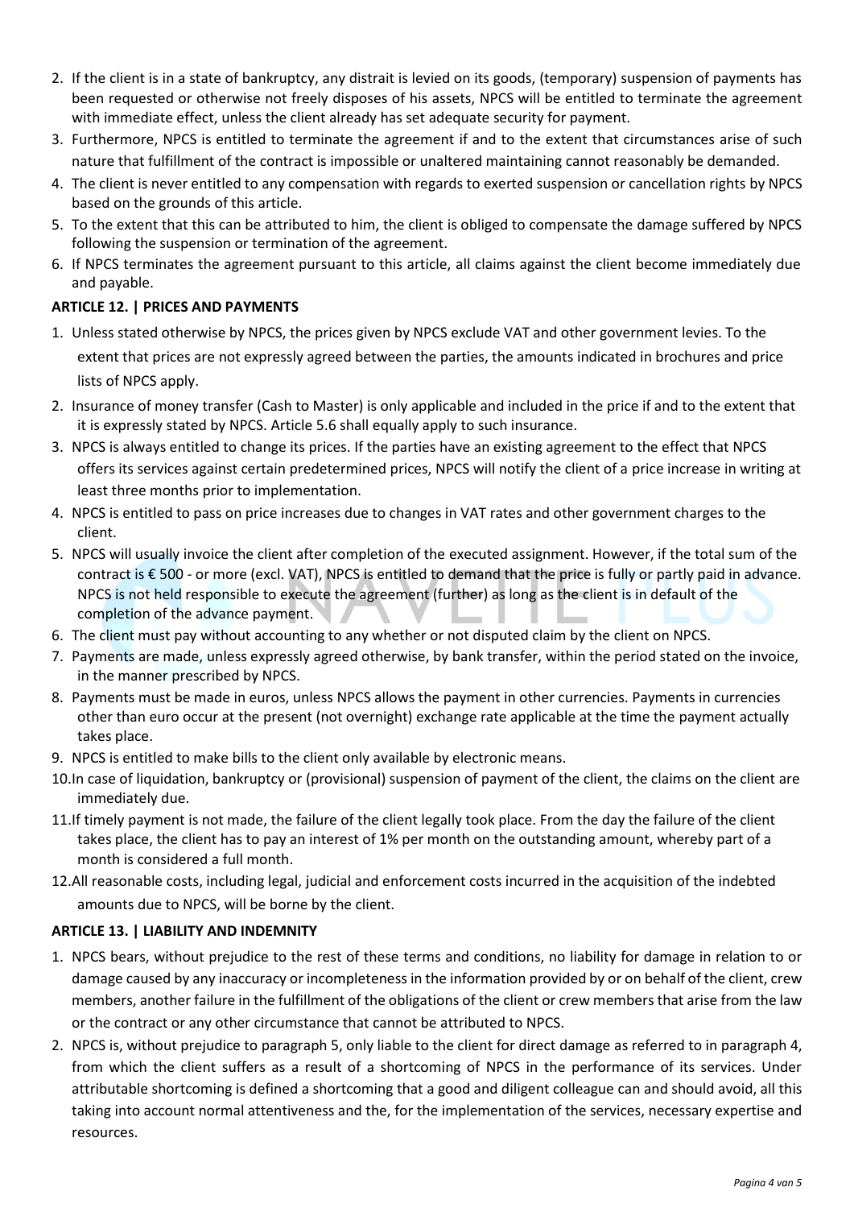2. If the client is in a state of bankruptcy, any distrait is levied on its goods, (temporary) suspension of payments has been requested or otherwise not freely disposes of his assets, NPCS will be entitled to terminate the agreement with immediate effect, unless the client already has set adequate security for payment.
3. Furthermore, NPCS is entitled to terminate the agreement if and to the extent that circumstances arise of such nature that fulfillment of the contract is impossible or unaltered maintaining cannot reasonably be demanded.
4. The client is never entitled to any compensation with regards to exerted suspension or cancellation rights by NPCS based on the grounds of this article.
5. To the extent that this can be attributed to him, the client is obliged to compensate the damage suffered by NPCS following the suspension or termination of the agreement.
6. If NPCS terminates the agreement pursuant to this article, all claims against the client become immediately due and payable.

**ARTICLE 12. | PRICES AND PAYMENTS**

1. Unless stated otherwise by NPCS, the prices given by NPCS exclude VAT and other government levies. To the extent that prices are not expressly agreed between the parties, the amounts indicated in brochures and price lists of NPCS apply.
2. Insurance of money transfer (Cash to Master) is only applicable and included in the price if and to the extent that it is expressly stated by NPCS. Article 5.6 shall equally apply to such insurance.
3. NPCS is always entitled to change its prices. If the parties have an existing agreement to the effect that NPCS offers its services against certain predetermined prices, NPCS will notify the client of a price increase in writing at least three months prior to implementation.
4. NPCS is entitled to pass on price increases due to changes in VAT rates and other government charges to the client.
5. NPCS will usually invoice the client after completion of the executed assignment. However, if the total sum of the contract is € 500 - or more (excl. VAT), NPCS is entitled to demand that the price is fully or partly paid in advance. NPCS is not held responsible to execute the agreement (further) as long as the client is in default of the completion of the advance payment.
6. The client must pay without accounting to any whether or not disputed claim by the client on NPCS.
7. Payments are made, unless expressly agreed otherwise, by bank transfer, within the period stated on the invoice, in the manner prescribed by NPCS.
8. Payments must be made in euros, unless NPCS allows the payment in other currencies. Payments in currencies other than euro occur at the present (not overnight) exchange rate applicable at the time the payment actually takes place.
9. NPCS is entitled to make bills to the client only available by electronic means.
10. In case of liquidation, bankruptcy or (provisional) suspension of payment of the client, the claims on the client are immediately due.
11. If timely payment is not made, the failure of the client legally took place. From the day the failure of the client takes place, the client has to pay an interest of 1% per month on the outstanding amount, whereby part of a month is considered a full month.
12. All reasonable costs, including legal, judicial and enforcement costs incurred in the acquisition of the indebted amounts due to NPCS, will be borne by the client.

**ARTICLE 13. | LIABILITY AND INDEMNITY**

1. NPCS bears, without prejudice to the rest of these terms and conditions, no liability for damage in relation to or damage caused by any inaccuracy or incompleteness in the information provided by or on behalf of the client, crew members, another failure in the fulfillment of the obligations of the client or crew members that arise from the law or the contract or any other circumstance that cannot be attributed to NPCS.
2. NPCS is, without prejudice to paragraph 5, only liable to the client for direct damage as referred to in paragraph 4, from which the client suffers as a result of a shortcoming of NPCS in the performance of its services. Under attributable shortcoming is defined a shortcoming that a good and diligent colleague can and should avoid, all this taking into account normal attentiveness and the, for the implementation of the services, necessary expertise and resources.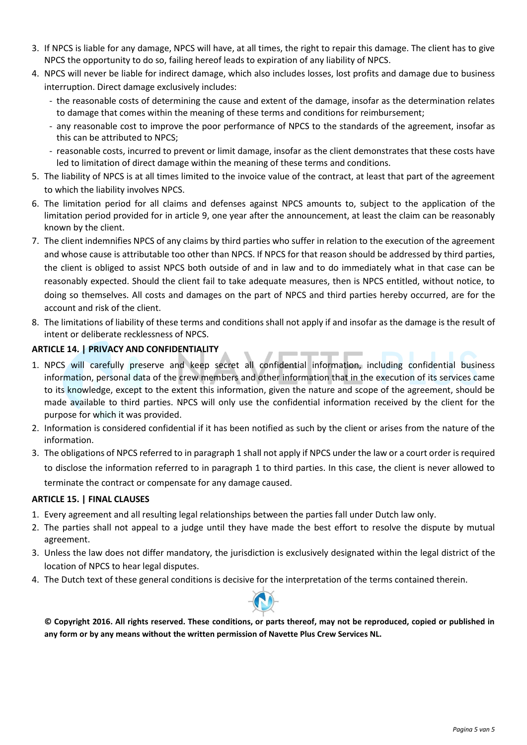3. If NPCS is liable for any damage, NPCS will have, at all times, the right to repair this damage. The client has to give NPCS the opportunity to do so, failing hereof leads to expiration of any liability of NPCS.
4. NPCS will never be liable for indirect damage, which also includes losses, lost profits and damage due to business interruption. Direct damage exclusively includes:
   - the reasonable costs of determining the cause and extent of the damage, insofar as the determination relates to damage that comes within the meaning of these terms and conditions for reimbursement;
   - any reasonable cost to improve the poor performance of NPCS to the standards of the agreement, insofar as this can be attributed to NPCS;
   - reasonable costs, incurred to prevent or limit damage, insofar as the client demonstrates that these costs have led to limitation of direct damage within the meaning of these terms and conditions.
5. The liability of NPCS is at all times limited to the invoice value of the contract, at least that part of the agreement to which the liability involves NPCS.
6. The limitation period for all claims and defenses against NPCS amounts to, subject to the application of the limitation period provided for in article 9, one year after the announcement, at least the claim can be reasonably known by the client.
7. The client indemnifies NPCS of any claims by third parties who suffer in relation to the execution of the agreement and whose cause is attributable too other than NPCS. If NPCS for that reason should be addressed by third parties, the client is obliged to assist NPCS both outside of and in law and to do immediately what in that case can be reasonably expected. Should the client fail to take adequate measures, then is NPCS entitled, without notice, to doing so themselves. All costs and damages on the part of NPCS and third parties hereby occurred, are for the account and risk of the client.
8. The limitations of liability of these terms and conditions shall not apply if and insofar as the damage is the result of intent or deliberate recklessness of NPCS.

**ARTICLE 14. | PRIVACY AND CONFIDENTIALITY**

1. NPCS will carefully preserve and keep secret all confidential information, including confidential business information, personal data of the crew members and other information that in the execution of its services came to its knowledge, except to the extent this information, given the nature and scope of the agreement, should be made available to third parties. NPCS will only use the confidential information received by the client for the purpose for which it was provided.
2. Information is considered confidential if it has been notified as such by the client or arises from the nature of the information.
3. The obligations of NPCS referred to in paragraph 1 shall not apply if NPCS under the law or a court order is required to disclose the information referred to in paragraph 1 to third parties. In this case, the client is never allowed to terminate the contract or compensate for any damage caused.

**ARTICLE 15. | FINAL CLAUSES**

1. Every agreement and all resulting legal relationships between the parties fall under Dutch law only.
2. The parties shall not appeal to a judge until they have made the best effort to resolve the dispute by mutual agreement.
3. Unless the law does not differ mandatory, the jurisdiction is exclusively designated within the legal district of the location of NPCS to hear legal disputes.
4. The Dutch text of these general conditions is decisive for the interpretation of the terms contained therein.

**© Copyright 2016. All rights reserved. These conditions, or parts thereof, may not be reproduced, copied or published in any form or by any means without the written permission of Navette Plus Crew Services NL.**